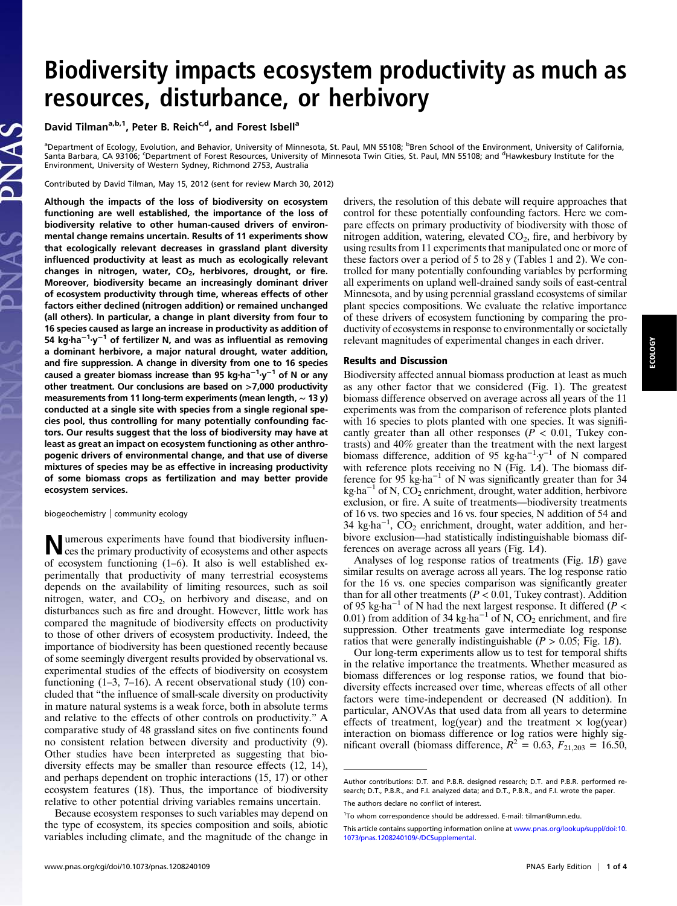# Biodiversity impacts ecosystem productivity as much as resources, disturbance, or herbivory

David Tilman[a,b,1], Peter B. Reich[c,d], and Forest Isbell[a]

[a]Department of Ecology, Evolution, and Behavior, University of Minnesota, St. Paul, MN 55108; [b]Bren School of the Environment, University of California, Santa Barbara, CA 93106; [c]Department of Forest Resources, University of Minnesota Twin Cities, St. Paul, MN 55108; and [d]Hawkesbury Institute for the Environment, University of Western Sydney, Richmond 2753, Australia

Contributed by David Tilman, May 15, 2012 (sent for review March 30, 2012)

**Although the impacts of the loss of biodiversity on ecosystem functioning are well established, the importance of the loss of biodiversity relative to other human-caused drivers of environmental change remains uncertain. Results of 11 experiments show that ecologically relevant decreases in grassland plant diversity influenced productivity at least as much as ecologically relevant changes in nitrogen, water, $CO_2$, herbivores, drought, or fire. Moreover, biodiversity became an increasingly dominant driver of ecosystem productivity through time, whereas effects of other factors either declined (nitrogen addition) or remained unchanged (all others). In particular, a change in plant diversity from four to 16 species caused as large an increase in productivity as addition of 54 $kg \cdot ha^{-1} \cdot y^{-1}$ of fertilizer N, and was as influential as removing a dominant herbivore, a major natural drought, water addition, and fire suppression. A change in diversity from one to 16 species caused a greater biomass increase than 95 $kg \cdot ha^{-1} \cdot y^{-1}$ of N or any other treatment. Our conclusions are based on >7,000 productivity measurements from 11 long-term experiments (mean length, ~ 13 y) conducted at a single site with species from a single regional species pool, thus controlling for many potentially confounding factors. Our results suggest that the loss of biodiversity may have at least as great an impact on ecosystem functioning as other anthropogenic drivers of environmental change, and that use of diverse mixtures of species may be as effective in increasing productivity of some biomass crops as fertilization and may better provide ecosystem services.**

biogeochemistry | community ecology

Numerous experiments have found that biodiversity influences the primary productivity of ecosystems and other aspects of ecosystem functioning (1–6). It also is well established experimentally that productivity of many terrestrial ecosystems depends on the availability of limiting resources, such as soil nitrogen, water, and $CO_2$, on herbivory and disease, and on disturbances such as fire and drought. However, little work has compared the magnitude of biodiversity effects on productivity to those of other drivers of ecosystem productivity. Indeed, the importance of biodiversity has been questioned recently because of some seemingly divergent results provided by observational vs. experimental studies of the effects of biodiversity on ecosystem functioning (1–3, 7–16). A recent observational study (10) concluded that "the influence of small-scale diversity on productivity in mature natural systems is a weak force, both in absolute terms and relative to the effects of other controls on productivity." A comparative study of 48 grassland sites on five continents found no consistent relation between diversity and productivity (9). Other studies have been interpreted as suggesting that biodiversity effects may be smaller than resource effects (12, 14), and perhaps dependent on trophic interactions (15, 17) or other ecosystem features (18). Thus, the importance of biodiversity relative to other potential driving variables remains uncertain.

Because ecosystem responses to such variables may depend on the type of ecosystem, its species composition and soils, abiotic variables including climate, and the magnitude of the change in drivers, the resolution of this debate will require approaches that control for these potentially confounding factors. Here we compare effects on primary productivity of biodiversity with those of nitrogen addition, watering, elevated $CO_2$, fire, and herbivory by using results from 11 experiments that manipulated one or more of these factors over a period of 5 to 28 y (Tables 1 and 2). We controlled for many potentially confounding variables by performing all experiments on upland well-drained sandy soils of east-central Minnesota, and by using perennial grassland ecosystems of similar plant species compositions. We evaluate the relative importance of these drivers of ecosystem functioning by comparing the productivity of ecosystems in response to environmentally or societally relevant magnitudes of experimental changes in each driver.

## Results and Discussion

Biodiversity affected annual biomass production at least as much as any other factor that we considered (Fig. 1). The greatest biomass difference observed on average across all years of the 11 experiments was from the comparison of reference plots planted with 16 species to plots planted with one species. It was significantly greater than all other responses ($P < 0.01$, Tukey contrasts) and 40% greater than the treatment with the next largest biomass difference, addition of 95 $kg \cdot ha^{-1} \cdot y^{-1}$ of N compared with reference plots receiving no N (Fig. 1*A*). The biomass difference for 95 $kg \cdot ha^{-1}$ of N was significantly greater than for 34 $kg \cdot ha^{-1}$ of N, $CO_2$ enrichment, drought, water addition, herbivore exclusion, or fire. A suite of treatments—biodiversity treatments of 16 vs. two species and 16 vs. four species, N addition of 54 and 34 $kg \cdot ha^{-1}$, $CO_2$ enrichment, drought, water addition, and herbivore exclusion—had statistically indistinguishable biomass differences on average across all years (Fig. 1*A*).

Analyses of log response ratios of treatments (Fig. 1*B*) gave similar results on average across all years. The log response ratio for the 16 vs. one species comparison was significantly greater than for all other treatments ($P < 0.01$, Tukey contrast). Addition of 95 $kg \cdot ha^{-1}$ of N had the next largest response. It differed ($P < 0.01$) from addition of 34 $kg \cdot ha^{-1}$ of N, $CO_2$ enrichment, and fire suppression. Other treatments gave intermediate log response ratios that were generally indistinguishable ($P > 0.05$; Fig. 1*B*).

Our long-term experiments allow us to test for temporal shifts in the relative importance the treatments. Whether measured as biomass differences or log response ratios, we found that biodiversity effects increased over time, whereas effects of all other factors were time-independent or decreased (N addition). In particular, ANOVAs that used data from all years to determine effects of treatment, log(year) and the treatment × log(year) interaction on biomass difference or log ratios were highly significant overall (biomass difference, $R^2 = 0.63$, $F_{21,203} = 16.50$,

Author contributions: D.T. and P.B.R. designed research; D.T. and P.B.R. performed research; D.T., P.B.R., and F.I. analyzed data; and D.T., P.B.R., and F.I. wrote the paper.

The authors declare no conflict of interest.

[1]To whom correspondence should be addressed. E-mail: tilman@umn.edu.

This article contains supporting information online at www.pnas.org/lookup/suppl/doi:10.1073/pnas.1208240109/-/DCSupplemental.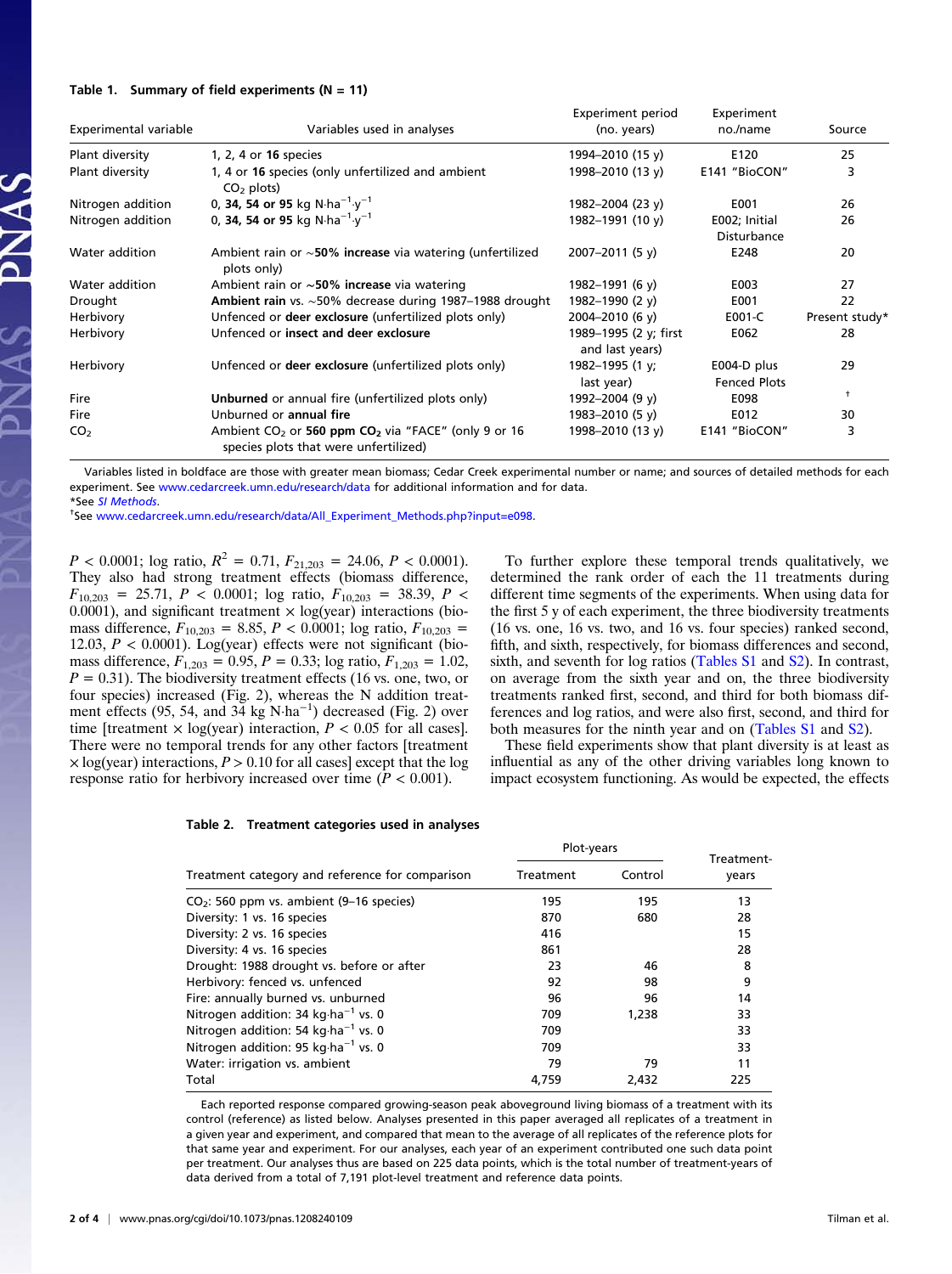**Table 1.** Summary of field experiments (N = 11)

| Experimental variable | Variables used in analyses | Experiment period (no. years) | Experiment no./name | Source |
|---|---|---|---|---|
| Plant diversity | 1, 2, 4 or **16** species | 1994–2010 (15 y) | E120 | 25 |
| Plant diversity | 1, 4 or **16** species (only unfertilized and ambient $CO_2$ plots) | 1998–2010 (13 y) | E141 "BioCON" | 3 |
| Nitrogen addition | 0, **34, 54 or 95** kg $N{\cdot}ha^{-1}{\cdot}y^{-1}$ | 1982–2004 (23 y) | E001 | 26 |
| Nitrogen addition | 0, **34, 54 or 95** kg $N{\cdot}ha^{-1}{\cdot}y^{-1}$ | 1982–1991 (10 y) | E002; Initial Disturbance | 26 |
| Water addition | Ambient rain or ∼**50% increase** via watering (unfertilized plots only) | 2007–2011 (5 y) | E248 | 20 |
| Water addition | Ambient rain or ∼**50% increase** via watering | 1982–1991 (6 y) | E003 | 27 |
| Drought | **Ambient rain** vs. ∼50% decrease during 1987–1988 drought | 1982–1990 (2 y) | E001 | 22 |
| Herbivory | Unfenced or **deer exclosure** (unfertilized plots only) | 2004–2010 (6 y) | E001-C | Present study* |
| Herbivory | Unfenced or **insect and deer exclosure** | 1989–1995 (2 y; first and last years) | E062 | 28 |
| Herbivory | Unfenced or **deer exclosure** (unfertilized plots only) | 1982–1995 (1 y; last year) | E004-D plus Fenced Plots | 29 |
| Fire | **Unburned** or annual fire (unfertilized plots only) | 1992–2004 (9 y) | E098 | † |
| Fire | Unburned or **annual fire** | 1983–2010 (5 y) | E012 | 30 |
| $CO_2$ | Ambient $CO_2$ or **560 ppm $CO_2$** via "FACE" (only 9 or 16 species plots that were unfertilized) | 1998–2010 (13 y) | E141 "BioCON" | 3 |

Variables listed in boldface are those with greater mean biomass; Cedar Creek experimental number or name; and sources of detailed methods for each experiment. See www.cedarcreek.umn.edu/research/data for additional information and for data.

*See *SI Methods*.

†See www.cedarcreek.umn.edu/research/data/All_Experiment_Methods.php?input=e098.

$P < 0.0001$; log ratio, $R^2 = 0.71$, $F_{21,203} = 24.06$, $P < 0.0001$). They also had strong treatment effects (biomass difference, $F_{10,203} = 25.71$, $P < 0.0001$; log ratio, $F_{10,203} = 38.39$, $P < 0.0001$), and significant treatment × log(year) interactions (biomass difference, $F_{10,203} = 8.85$, $P < 0.0001$; log ratio, $F_{10,203} = 12.03$, $P < 0.0001$). Log(year) effects were not significant (biomass difference, $F_{1,203} = 0.95$, $P = 0.33$; log ratio, $F_{1,203} = 1.02$, $P = 0.31$). The biodiversity treatment effects (16 vs. one, two, or four species) increased (Fig. 2), whereas the N addition treatment effects (95, 54, and 34 kg $N{\cdot}ha^{-1}$) decreased (Fig. 2) over time [treatment × log(year) interaction, $P < 0.05$ for all cases]. There were no temporal trends for any other factors [treatment × log(year) interactions, $P > 0.10$ for all cases] except that the log response ratio for herbivory increased over time ($P < 0.001$).

To further explore these temporal trends qualitatively, we determined the rank order of each the 11 treatments during different time segments of the experiments. When using data for the first 5 y of each experiment, the three biodiversity treatments (16 vs. one, 16 vs. two, and 16 vs. four species) ranked second, fifth, and sixth, respectively, for biomass differences and second, sixth, and seventh for log ratios (Tables S1 and S2). In contrast, on average from the sixth year and on, the three biodiversity treatments ranked first, second, and third for both biomass differences and log ratios, and were also first, second, and third for both measures for the ninth year and on (Tables S1 and S2).

These field experiments show that plant diversity is at least as influential as any of the other driving variables long known to impact ecosystem functioning. As would be expected, the effects

**Table 2.** Treatment categories used in analyses

| Treatment category and reference for comparison | Plot-years | | Treatment-years |
|---|---|---|---|
| | Treatment | Control | |
| $CO_2$: 560 ppm vs. ambient (9–16 species) | 195 | 195 | 13 |
| Diversity: 1 vs. 16 species | 870 | 680 | 28 |
| Diversity: 2 vs. 16 species | 416 | | 15 |
| Diversity: 4 vs. 16 species | 861 | | 28 |
| Drought: 1988 drought vs. before or after | 23 | 46 | 8 |
| Herbivory: fenced vs. unfenced | 92 | 98 | 9 |
| Fire: annually burned vs. unburned | 96 | 96 | 14 |
| Nitrogen addition: 34 $kg{\cdot}ha^{-1}$ vs. 0 | 709 | 1,238 | 33 |
| Nitrogen addition: 54 $kg{\cdot}ha^{-1}$ vs. 0 | 709 | | 33 |
| Nitrogen addition: 95 $kg{\cdot}ha^{-1}$ vs. 0 | 709 | | 33 |
| Water: irrigation vs. ambient | 79 | 79 | 11 |
| Total | 4,759 | 2,432 | 225 |

Each reported response compared growing-season peak aboveground living biomass of a treatment with its control (reference) as listed below. Analyses presented in this paper averaged all replicates of a treatment in a given year and experiment, and compared that mean to the average of all replicates of the reference plots for that same year and experiment. For our analyses, each year of an experiment contributed one such data point per treatment. Our analyses thus are based on 225 data points, which is the total number of treatment-years of data derived from a total of 7,191 plot-level treatment and reference data points.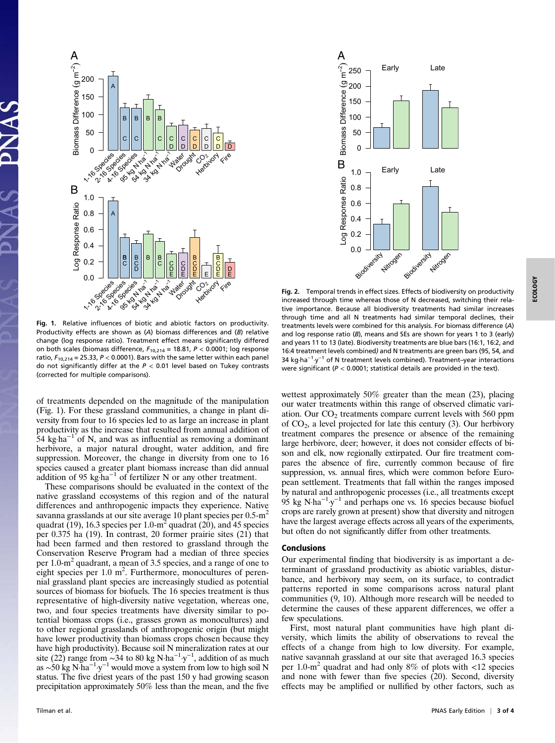Fig. 1. Relative influences of biotic and abiotic factors on productivity. Productivity effects are shown as (*A*) biomass differences and (*B*) relative change (log response ratio). Treatment effect means significantly differed on both scales (biomass difference, $F_{10,214} = 18.81$, $P < 0.0001$; log response ratio, $F_{10,214} = 25.33$, $P < 0.0001$). Bars with the same letter within each panel do not significantly differ at the $P < 0.01$ level based on Tukey contrasts (corrected for multiple comparisons).

Fig. 2. Temporal trends in effect sizes. Effects of biodiversity on productivity increased through time whereas those of N decreased, switching their relative importance. Because all biodiversity treatments had similar increases through time and all N treatments had similar temporal declines, their treatments levels were combined for this analysis. For biomass difference (*A*) and log response ratio (*B*), means and SEs are shown for years 1 to 3 (early) and years 11 to 13 (late). Biodiversity treatments are blue bars (16:1, 16:2, and 16:4 treatment levels combined) and N treatments are green bars (95, 54, and 34 kg·ha$^{-1}$·y$^{-1}$ of N treatment levels combined). Treatment–year interactions were significant ($P < 0.0001$; statistical details are provided in the text).

of treatments depended on the magnitude of the manipulation (Fig. 1). For these grassland communities, a change in plant diversity from four to 16 species led to as large an increase in plant productivity as the increase that resulted from annual addition of 54 kg·ha$^{-1}$ of N, and was as influential as removing a dominant herbivore, a major natural drought, water addition, and fire suppression. Moreover, the change in diversity from one to 16 species caused a greater plant biomass increase than did annual addition of 95 kg·ha$^{-1}$ of fertilizer N or any other treatment.

These comparisons should be evaluated in the context of the native grassland ecosystems of this region and of the natural differences and anthropogenic impacts they experience. Native savanna grasslands at our site average 10 plant species per 0.5-m$^2$ quadrat (19), 16.3 species per 1.0-m$^2$ quadrat (20), and 45 species per 0.375 ha (19). In contrast, 20 former prairie sites (21) that had been farmed and then restored to grassland through the Conservation Reserve Program had a median of three species per 1.0-m$^2$ quadrant, a mean of 3.5 species, and a range of one to eight species per 1.0 m$^2$. Furthermore, monocultures of perennial grassland plant species are increasingly studied as potential sources of biomass for biofuels. The 16 species treatment is thus representative of high-diversity native vegetation, whereas one, two, and four species treatments have diversity similar to potential biomass crops (i.e., grasses grown as monocultures) and to other regional grasslands of anthropogenic origin (but might have lower productivity than biomass crops chosen because they have high productivity). Because soil N mineralization rates at our site (22) range from ~34 to 80 kg N·ha$^{-1}$·y$^{-1}$, addition of as much as ~50 kg N·ha$^{-1}$·y$^{-1}$ would move a system from low to high soil N status. The five driest years of the past 150 y had growing season precipitation approximately 50% less than the mean, and the five wettest approximately 50% greater than the mean (23), placing our water treatments within this range of observed climatic variation. Our $CO_2$ treatments compare current levels with 560 ppm of $CO_2$, a level projected for late this century (3). Our herbivory treatment compares the presence or absence of the remaining large herbivore, deer; however, it does not consider effects of bison and elk, now regionally extirpated. Our fire treatment compares the absence of fire, currently common because of fire suppression, vs. annual fires, which were common before European settlement. Treatments that fall within the ranges imposed by natural and anthropogenic processes (i.e., all treatments except 95 kg N·ha$^{-1}$·y$^{-1}$ and perhaps one vs. 16 species because biofuel crops are rarely grown at present) show that diversity and nitrogen have the largest average effects across all years of the experiments, but often do not significantly differ from other treatments.

## Conclusions

Our experimental finding that biodiversity is as important a determinant of grassland productivity as abiotic variables, disturbance, and herbivory may seem, on its surface, to contradict patterns reported in some comparisons across natural plant communities (9, 10). Although more research will be needed to determine the causes of these apparent differences, we offer a few speculations.

First, most natural plant communities have high plant diversity, which limits the ability of observations to reveal the effects of a change from high to low diversity. For example, native savannah grassland at our site that averaged 16.3 species per 1.0-m$^2$ quadrat and had only 8% of plots with <12 species and none with fewer than five species (20). Second, diversity effects may be amplified or nullified by other factors, such as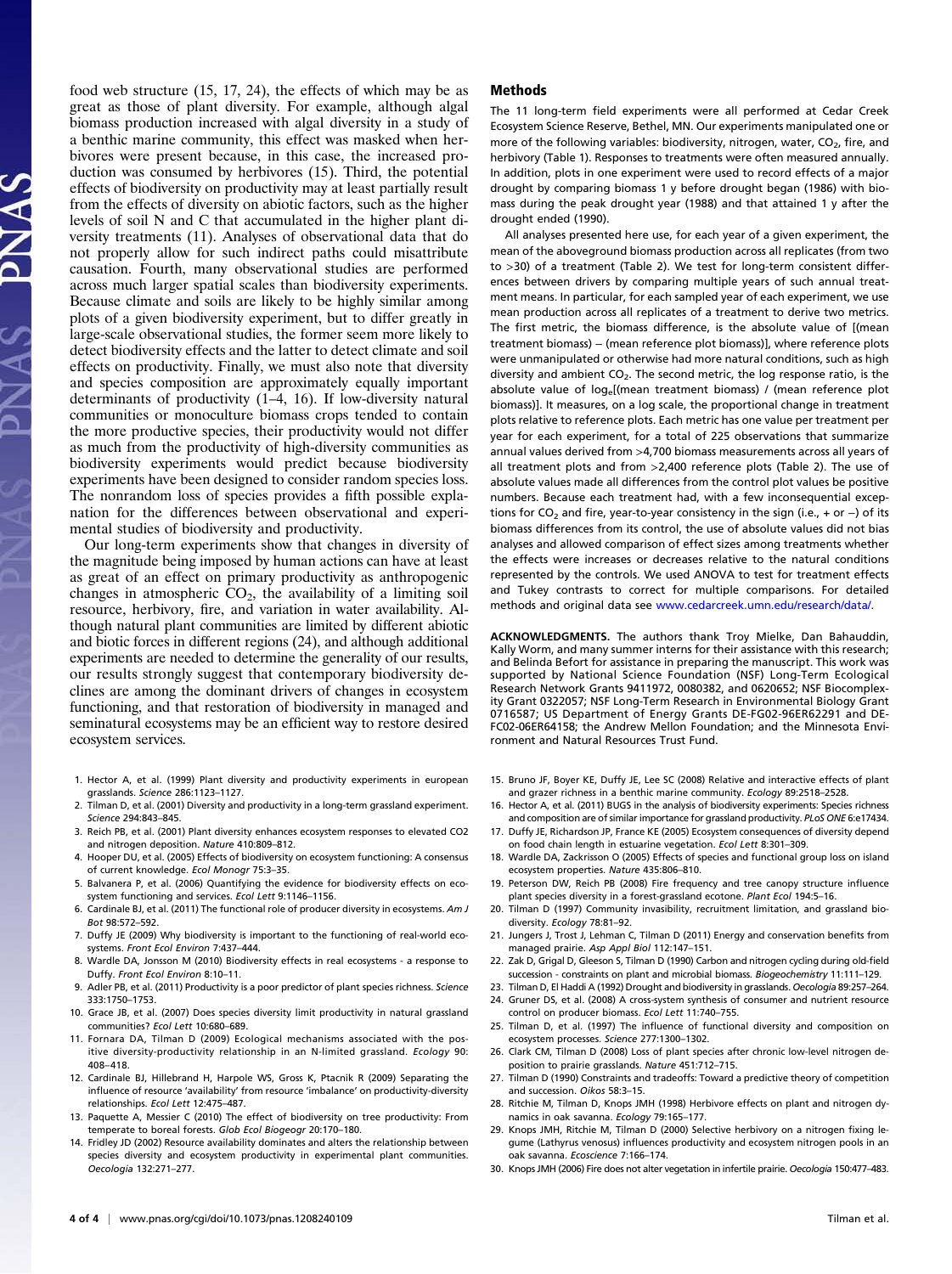food web structure (15, 17, 24), the effects of which may be as great as those of plant diversity. For example, although algal biomass production increased with algal diversity in a study of a benthic marine community, this effect was masked when herbivores were present because, in this case, the increased production was consumed by herbivores (15). Third, the potential effects of biodiversity on productivity may at least partially result from the effects of diversity on abiotic factors, such as the higher levels of soil N and C that accumulated in the higher plant diversity treatments (11). Analyses of observational data that do not properly allow for such indirect paths could misattribute causation. Fourth, many observational studies are performed across much larger spatial scales than biodiversity experiments. Because climate and soils are likely to be highly similar among plots of a given biodiversity experiment, but to differ greatly in large-scale observational studies, the former seem more likely to detect biodiversity effects and the latter to detect climate and soil effects on productivity. Finally, we must also note that diversity and species composition are approximately equally important determinants of productivity (1–4, 16). If low-diversity natural communities or monoculture biomass crops tended to contain the more productive species, their productivity would not differ as much from the productivity of high-diversity communities as biodiversity experiments would predict because biodiversity experiments have been designed to consider random species loss. The nonrandom loss of species provides a fifth possible explanation for the differences between observational and experimental studies of biodiversity and productivity.

Our long-term experiments show that changes in diversity of the magnitude being imposed by human actions can have at least as great of an effect on primary productivity as anthropogenic changes in atmospheric $CO_2$, the availability of a limiting soil resource, herbivory, fire, and variation in water availability. Although natural plant communities are limited by different abiotic and biotic forces in different regions (24), and although additional experiments are needed to determine the generality of our results, our results strongly suggest that contemporary biodiversity declines are among the dominant drivers of changes in ecosystem functioning, and that restoration of biodiversity in managed and seminatural ecosystems may be an efficient way to restore desired ecosystem services.

## Methods

The 11 long-term field experiments were all performed at Cedar Creek Ecosystem Science Reserve, Bethel, MN. Our experiments manipulated one or more of the following variables: biodiversity, nitrogen, water, $CO_2$, fire, and herbivory (Table 1). Responses to treatments were often measured annually. In addition, plots in one experiment were used to record effects of a major drought by comparing biomass 1 y before drought began (1986) with biomass during the peak drought year (1988) and that attained 1 y after the drought ended (1990).

All analyses presented here use, for each year of a given experiment, the mean of the aboveground biomass production across all replicates (from two to >30) of a treatment (Table 2). We test for long-term consistent differences between drivers by comparing multiple years of such annual treatment means. In particular, for each sampled year of each experiment, we use mean production across all replicates of a treatment to derive two metrics. The first metric, the biomass difference, is the absolute value of [(mean treatment biomass) − (mean reference plot biomass)], where reference plots were unmanipulated or otherwise had more natural conditions, such as high diversity and ambient $CO_2$. The second metric, the log response ratio, is the absolute value of $\log_e$[(mean treatment biomass) / (mean reference plot biomass)]. It measures, on a log scale, the proportional change in treatment plots relative to reference plots. Each metric has one value per treatment per year for each experiment, for a total of 225 observations that summarize annual values derived from >4,700 biomass measurements across all years of all treatment plots and from >2,400 reference plots (Table 2). The use of absolute values made all differences from the control plot values be positive numbers. Because each treatment had, with a few inconsequential exceptions for $CO_2$ and fire, year-to-year consistency in the sign (i.e., + or −) of its biomass differences from its control, the use of absolute values did not bias analyses and allowed comparison of effect sizes among treatments whether the effects were increases or decreases relative to the natural conditions represented by the controls. We used ANOVA to test for treatment effects and Tukey contrasts to correct for multiple comparisons. For detailed methods and original data see www.cedarcreek.umn.edu/research/data/.

**ACKNOWLEDGMENTS.** The authors thank Troy Mielke, Dan Bahauddin, Kally Worm, and many summer interns for their assistance with this research; and Belinda Befort for assistance in preparing the manuscript. This work was supported by National Science Foundation (NSF) Long-Term Ecological Research Network Grants 9411972, 0080382, and 0620652; NSF Biocomplexity Grant 0322057; NSF Long-Term Research in Environmental Biology Grant 0716587; US Department of Energy Grants DE-FG02-96ER62291 and DE-FC02-06ER64158; the Andrew Mellon Foundation; and the Minnesota Environment and Natural Resources Trust Fund.

1. Hector A, et al. (1999) Plant diversity and productivity experiments in european grasslands. *Science* 286:1123–1127.
2. Tilman D, et al. (2001) Diversity and productivity in a long-term grassland experiment. *Science* 294:843–845.
3. Reich PB, et al. (2001) Plant diversity enhances ecosystem responses to elevated CO2 and nitrogen deposition. *Nature* 410:809–812.
4. Hooper DU, et al. (2005) Effects of biodiversity on ecosystem functioning: A consensus of current knowledge. *Ecol Monogr* 75:3–35.
5. Balvanera P, et al. (2006) Quantifying the evidence for biodiversity effects on ecosystem functioning and services. *Ecol Lett* 9:1146–1156.
6. Cardinale BJ, et al. (2011) The functional role of producer diversity in ecosystems. *Am J Bot* 98:572–592.
7. Duffy JE (2009) Why biodiversity is important to the functioning of real-world ecosystems. *Front Ecol Environ* 7:437–444.
8. Wardle DA, Jonsson M (2010) Biodiversity effects in real ecosystems - a response to Duffy. *Front Ecol Environ* 8:10–11.
9. Adler PB, et al. (2011) Productivity is a poor predictor of plant species richness. *Science* 333:1750–1753.
10. Grace JB, et al. (2007) Does species diversity limit productivity in natural grassland communities? *Ecol Lett* 10:680–689.
11. Fornara DA, Tilman D (2009) Ecological mechanisms associated with the positive diversity-productivity relationship in an N-limited grassland. *Ecology* 90: 408–418.
12. Cardinale BJ, Hillebrand H, Harpole WS, Gross K, Ptacnik R (2009) Separating the influence of resource 'availability' from resource 'imbalance' on productivity-diversity relationships. *Ecol Lett* 12:475–487.
13. Paquette A, Messier C (2010) The effect of biodiversity on tree productivity: From temperate to boreal forests. *Glob Ecol Biogeogr* 20:170–180.
14. Fridley JD (2002) Resource availability dominates and alters the relationship between species diversity and ecosystem productivity in experimental plant communities. *Oecologia* 132:271–277.
15. Bruno JF, Boyer KE, Duffy JE, Lee SC (2008) Relative and interactive effects of plant and grazer richness in a benthic marine community. *Ecology* 89:2518–2528.
16. Hector A, et al. (2011) BUGS in the analysis of biodiversity experiments: Species richness and composition are of similar importance for grassland productivity. *PLoS ONE* 6:e17434.
17. Duffy JE, Richardson JP, France KE (2005) Ecosystem consequences of diversity depend on food chain length in estuarine vegetation. *Ecol Lett* 8:301–309.
18. Wardle DA, Zackrisson O (2005) Effects of species and functional group loss on island ecosystem properties. *Nature* 435:806–810.
19. Peterson DW, Reich PB (2008) Fire frequency and tree canopy structure influence plant species diversity in a forest-grassland ecotone. *Plant Ecol* 194:5–16.
20. Tilman D (1997) Community invasibility, recruitment limitation, and grassland biodiversity. *Ecology* 78:81–92.
21. Jungers J, Trost J, Lehman C, Tilman D (2011) Energy and conservation benefits from managed prairie. *Asp Appl Biol* 112:147–151.
22. Zak D, Grigal D, Gleeson S, Tilman D (1990) Carbon and nitrogen cycling during old-field succession - constraints on plant and microbial biomass. *Biogeochemistry* 11:111–129.
23. Tilman D, El Haddi A (1992) Drought and biodiversity in grasslands. *Oecologia* 89:257–264.
24. Gruner DS, et al. (2008) A cross-system synthesis of consumer and nutrient resource control on producer biomass. *Ecol Lett* 11:740–755.
25. Tilman D, et al. (1997) The influence of functional diversity and composition on ecosystem processes. *Science* 277:1300–1302.
26. Clark CM, Tilman D (2008) Loss of plant species after chronic low-level nitrogen deposition to prairie grasslands. *Nature* 451:712–715.
27. Tilman D (1990) Constraints and tradeoffs: Toward a predictive theory of competition and succession. *Oikos* 58:3–15.
28. Ritchie M, Tilman D, Knops JMH (1998) Herbivore effects on plant and nitrogen dynamics in oak savanna. *Ecology* 79:165–177.
29. Knops JMH, Ritchie M, Tilman D (2000) Selective herbivory on a nitrogen fixing legume (Lathyrus venosus) influences productivity and ecosystem nitrogen pools in an oak savanna. *Ecoscience* 7:166–174.
30. Knops JMH (2006) Fire does not alter vegetation in infertile prairie. *Oecologia* 150:477–483.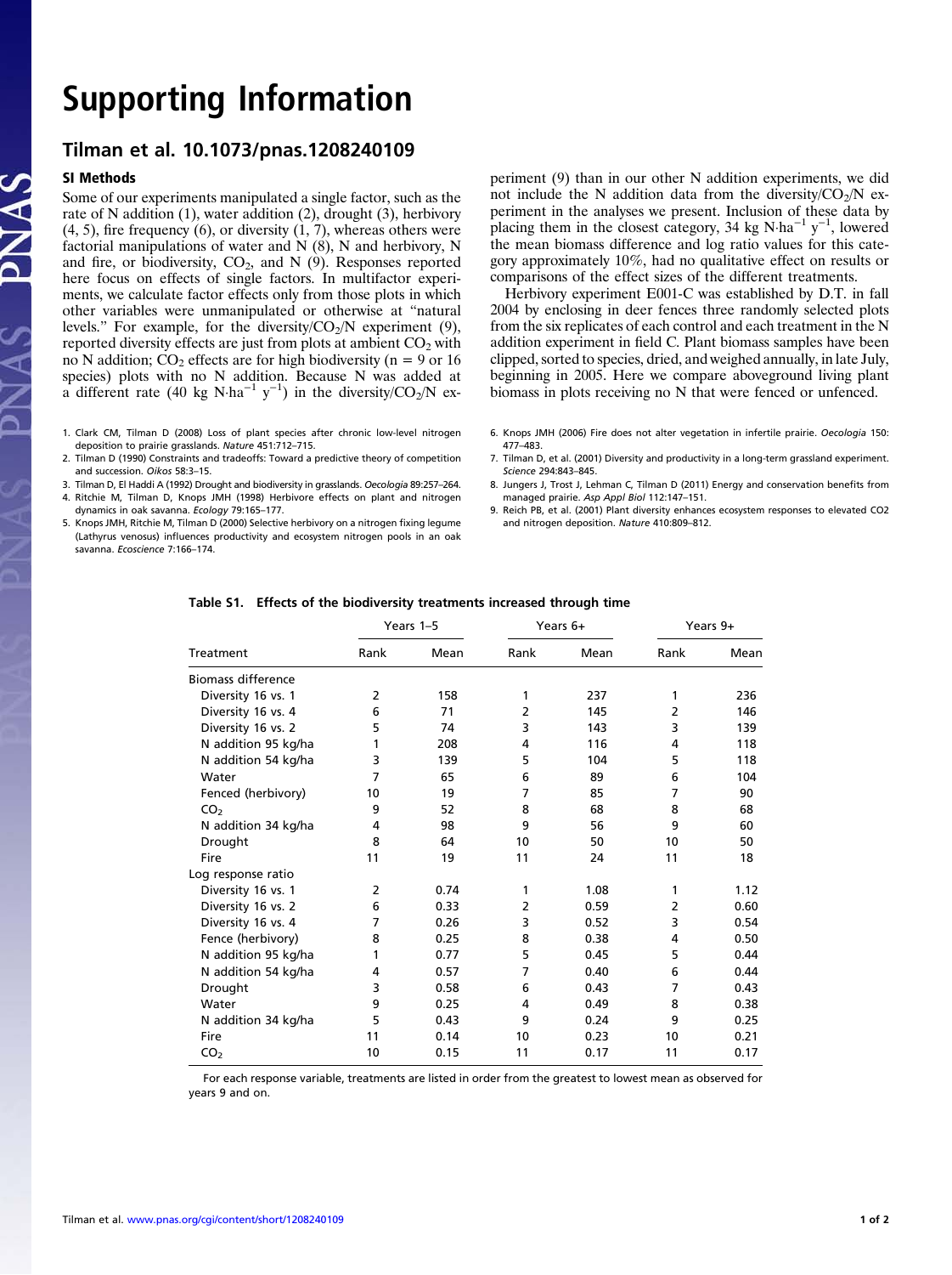# Supporting Information

## Tilman et al. 10.1073/pnas.1208240109

### SI Methods

Some of our experiments manipulated a single factor, such as the rate of N addition (1), water addition (2), drought (3), herbivory (4, 5), fire frequency (6), or diversity (1, 7), whereas others were factorial manipulations of water and N (8), N and herbivory, N and fire, or biodiversity, $CO_2$, and N (9). Responses reported here focus on effects of single factors. In multifactor experiments, we calculate factor effects only from those plots in which other variables were unmanipulated or otherwise at "natural levels." For example, for the diversity/$CO_2$/N experiment (9), reported diversity effects are just from plots at ambient $CO_2$ with no N addition; $CO_2$ effects are for high biodiversity ($n = 9$ or 16 species) plots with no N addition. Because N was added at a different rate (40 kg $N \cdot ha^{-1}\ y^{-1}$) in the diversity/$CO_2$/N experiment (9) than in our other N addition experiments, we did not include the N addition data from the diversity/$CO_2$/N experiment in the analyses we present. Inclusion of these data by placing them in the closest category, 34 kg $N \cdot ha^{-1}\ y^{-1}$, lowered the mean biomass difference and log ratio values for this category approximately 10%, had no qualitative effect on results or comparisons of the effect sizes of the different treatments.

Herbivory experiment E001-C was established by D.T. in fall 2004 by enclosing in deer fences three randomly selected plots from the six replicates of each control and each treatment in the N addition experiment in field C. Plant biomass samples have been clipped, sorted to species, dried, and weighed annually, in late July, beginning in 2005. Here we compare aboveground living plant biomass in plots receiving no N that were fenced or unfenced.

1. Clark CM, Tilman D (2008) Loss of plant species after chronic low-level nitrogen deposition to prairie grasslands. *Nature* 451:712–715.
2. Tilman D (1990) Constraints and tradeoffs: Toward a predictive theory of competition and succession. *Oikos* 58:3–15.
3. Tilman D, El Haddi A (1992) Drought and biodiversity in grasslands. *Oecologia* 89:257–264.
4. Ritchie M, Tilman D, Knops JMH (1998) Herbivore effects on plant and nitrogen dynamics in oak savanna. *Ecology* 79:165–177.
5. Knops JMH, Ritchie M, Tilman D (2000) Selective herbivory on a nitrogen fixing legume (Lathyrus venosus) influences productivity and ecosystem nitrogen pools in an oak savanna. *Ecoscience* 7:166–174.
6. Knops JMH (2006) Fire does not alter vegetation in infertile prairie. *Oecologia* 150: 477–483.
7. Tilman D, et al. (2001) Diversity and productivity in a long-term grassland experiment. *Science* 294:843–845.
8. Jungers J, Trost J, Lehman C, Tilman D (2011) Energy and conservation benefits from managed prairie. *Asp Appl Biol* 112:147–151.
9. Reich PB, et al. (2001) Plant diversity enhances ecosystem responses to elevated CO2 and nitrogen deposition. *Nature* 410:809–812.

**Table S1. Effects of the biodiversity treatments increased through time**

| Treatment | Years 1–5 | | Years 6+ | | Years 9+ | |
|---|---|---|---|---|---|---|
| | Rank | Mean | Rank | Mean | Rank | Mean |
| Biomass difference | | | | | | |
| Diversity 16 vs. 1 | 2 | 158 | 1 | 237 | 1 | 236 |
| Diversity 16 vs. 4 | 6 | 71 | 2 | 145 | 2 | 146 |
| Diversity 16 vs. 2 | 5 | 74 | 3 | 143 | 3 | 139 |
| N addition 95 kg/ha | 1 | 208 | 4 | 116 | 4 | 118 |
| N addition 54 kg/ha | 3 | 139 | 5 | 104 | 5 | 118 |
| Water | 7 | 65 | 6 | 89 | 6 | 104 |
| Fenced (herbivory) | 10 | 19 | 7 | 85 | 7 | 90 |
| $CO_2$ | 9 | 52 | 8 | 68 | 8 | 68 |
| N addition 34 kg/ha | 4 | 98 | 9 | 56 | 9 | 60 |
| Drought | 8 | 64 | 10 | 50 | 10 | 50 |
| Fire | 11 | 19 | 11 | 24 | 11 | 18 |
| Log response ratio | | | | | | |
| Diversity 16 vs. 1 | 2 | 0.74 | 1 | 1.08 | 1 | 1.12 |
| Diversity 16 vs. 2 | 6 | 0.33 | 2 | 0.59 | 2 | 0.60 |
| Diversity 16 vs. 4 | 7 | 0.26 | 3 | 0.52 | 3 | 0.54 |
| Fence (herbivory) | 8 | 0.25 | 8 | 0.38 | 4 | 0.50 |
| N addition 95 kg/ha | 1 | 0.77 | 5 | 0.45 | 5 | 0.44 |
| N addition 54 kg/ha | 4 | 0.57 | 7 | 0.40 | 6 | 0.44 |
| Drought | 3 | 0.58 | 6 | 0.43 | 7 | 0.43 |
| Water | 9 | 0.25 | 4 | 0.49 | 8 | 0.38 |
| N addition 34 kg/ha | 5 | 0.43 | 9 | 0.24 | 9 | 0.25 |
| Fire | 11 | 0.14 | 10 | 0.23 | 10 | 0.21 |
| $CO_2$ | 10 | 0.15 | 11 | 0.17 | 11 | 0.17 |

For each response variable, treatments are listed in order from the greatest to lowest mean as observed for years 9 and on.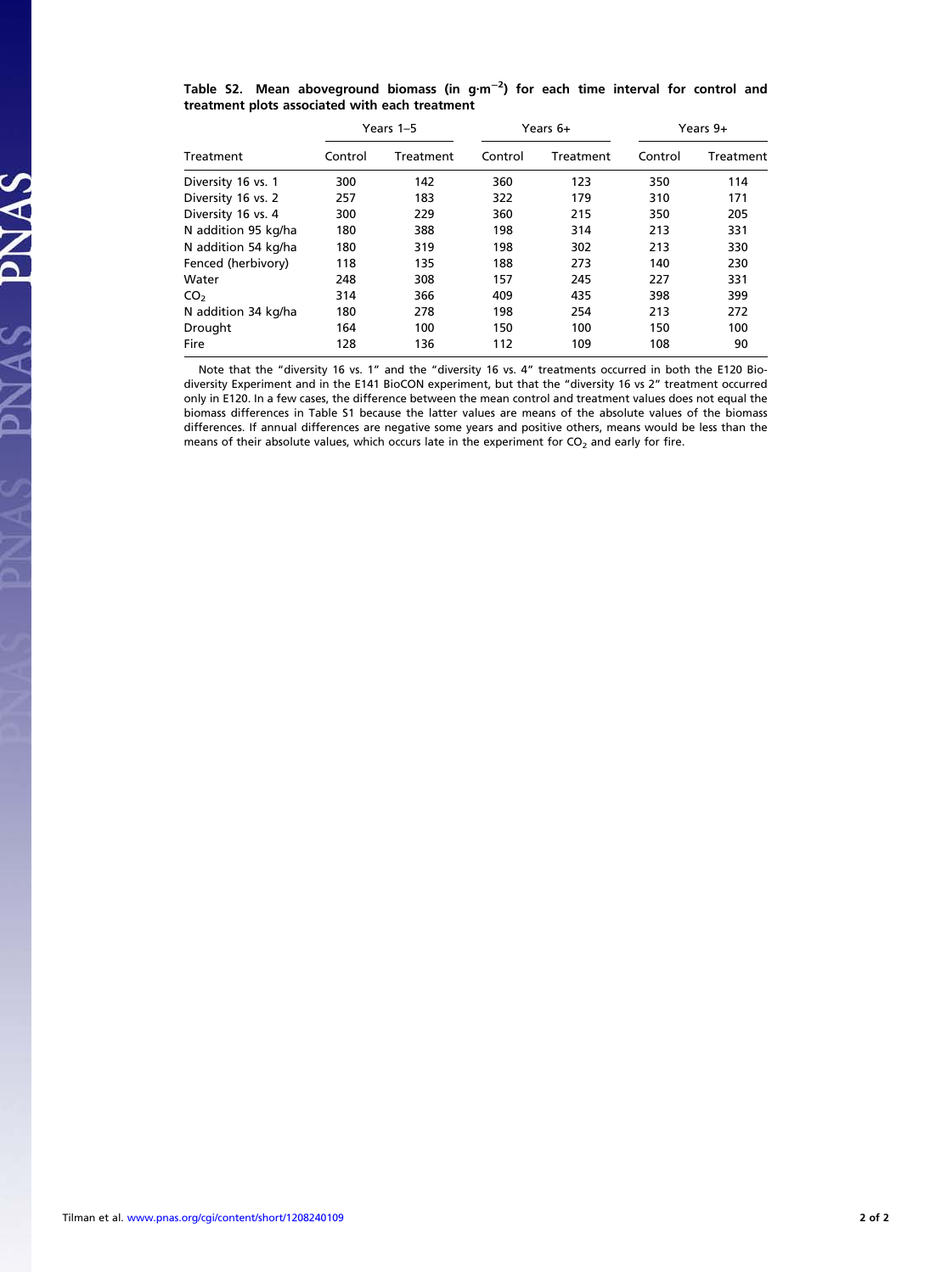**Table S2. Mean aboveground biomass (in g·m$^{-2}$) for each time interval for control and treatment plots associated with each treatment**

| Treatment | Years 1–5 | | Years 6+ | | Years 9+ | |
|---|---|---|---|---|---|---|
| | Control | Treatment | Control | Treatment | Control | Treatment |
| Diversity 16 vs. 1 | 300 | 142 | 360 | 123 | 350 | 114 |
| Diversity 16 vs. 2 | 257 | 183 | 322 | 179 | 310 | 171 |
| Diversity 16 vs. 4 | 300 | 229 | 360 | 215 | 350 | 205 |
| N addition 95 kg/ha | 180 | 388 | 198 | 314 | 213 | 331 |
| N addition 54 kg/ha | 180 | 319 | 198 | 302 | 213 | 330 |
| Fenced (herbivory) | 118 | 135 | 188 | 273 | 140 | 230 |
| Water | 248 | 308 | 157 | 245 | 227 | 331 |
| $CO_2$ | 314 | 366 | 409 | 435 | 398 | 399 |
| N addition 34 kg/ha | 180 | 278 | 198 | 254 | 213 | 272 |
| Drought | 164 | 100 | 150 | 100 | 150 | 100 |
| Fire | 128 | 136 | 112 | 109 | 108 | 90 |

Note that the "diversity 16 vs. 1" and the "diversity 16 vs. 4" treatments occurred in both the E120 Biodiversity Experiment and in the E141 BioCON experiment, but that the "diversity 16 vs 2" treatment occurred only in E120. In a few cases, the difference between the mean control and treatment values does not equal the biomass differences in Table S1 because the latter values are means of the absolute values of the biomass differences. If annual differences are negative some years and positive others, means would be less than the means of their absolute values, which occurs late in the experiment for $CO_2$ and early for fire.